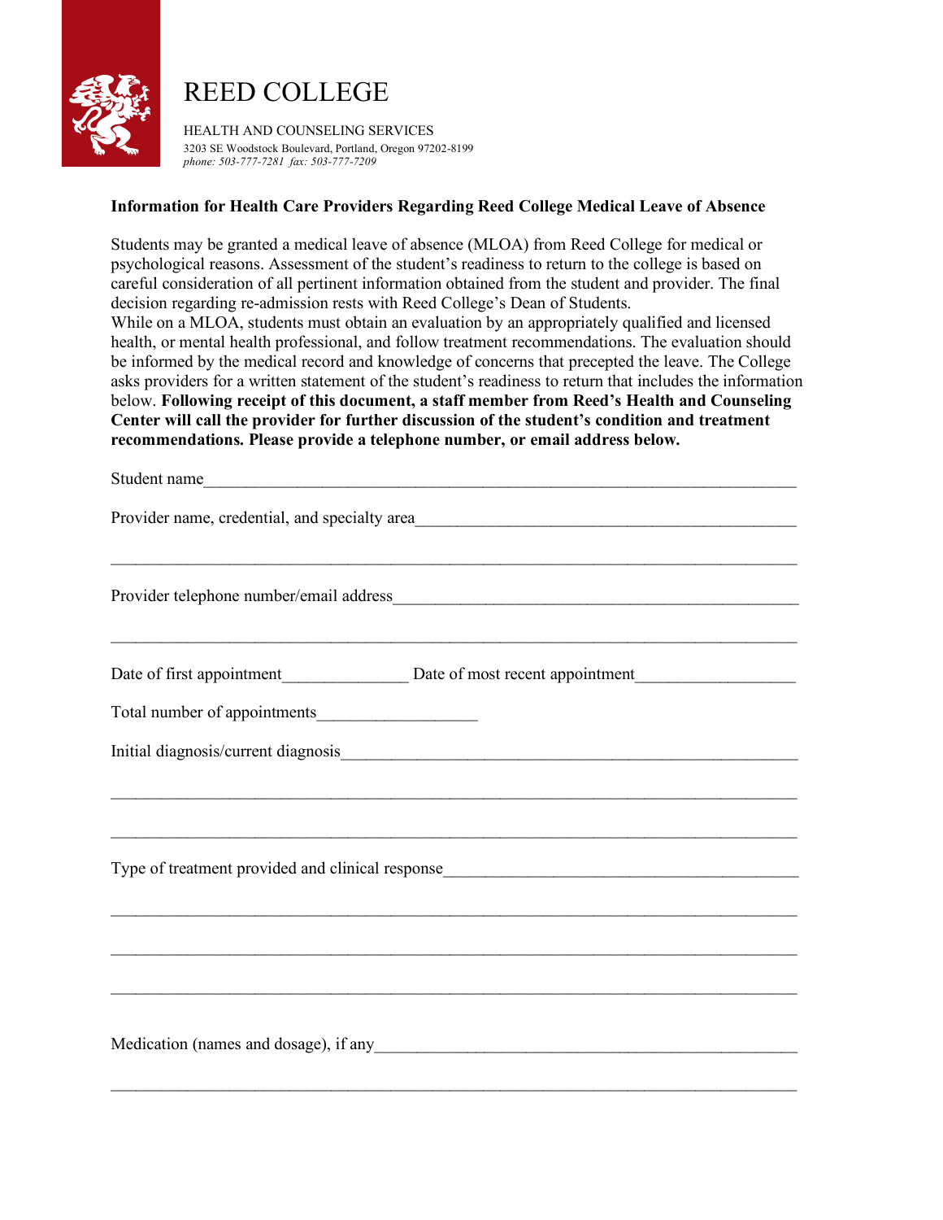# REED COLLEGE

HEALTH AND COUNSELING SERVICES
3203 SE Woodstock Boulevard, Portland, Oregon 97202-8199
*phone: 503-777-7281 fax: 503-777-7209*

**Information for Health Care Providers Regarding Reed College Medical Leave of Absence**

Students may be granted a medical leave of absence (MLOA) from Reed College for medical or psychological reasons. Assessment of the student's readiness to return to the college is based on careful consideration of all pertinent information obtained from the student and provider. The final decision regarding re-admission rests with Reed College's Dean of Students.
While on a MLOA, students must obtain an evaluation by an appropriately qualified and licensed health, or mental health professional, and follow treatment recommendations. The evaluation should be informed by the medical record and knowledge of concerns that precepted the leave. The College asks providers for a written statement of the student's readiness to return that includes the information below. **Following receipt of this document, a staff member from Reed's Health and Counseling Center will call the provider for further discussion of the student's condition and treatment recommendations. Please provide a telephone number, or email address below.**

Student name\_\_\_\_\_\_\_\_\_\_\_\_\_\_\_\_\_\_\_\_\_\_\_\_\_\_\_\_\_\_\_\_\_\_\_\_\_\_\_\_\_\_\_\_\_\_\_\_\_\_\_\_\_\_\_\_\_\_\_\_

Provider name, credential, and specialty area\_\_\_\_\_\_\_\_\_\_\_\_\_\_\_\_\_\_\_\_\_\_\_\_\_\_\_\_\_\_\_\_\_\_\_\_

\_\_\_\_\_\_\_\_\_\_\_\_\_\_\_\_\_\_\_\_\_\_\_\_\_\_\_\_\_\_\_\_\_\_\_\_\_\_\_\_\_\_\_\_\_\_\_\_\_\_\_\_\_\_\_\_\_\_\_\_\_\_\_\_\_\_\_\_\_\_

Provider telephone number/email address\_\_\_\_\_\_\_\_\_\_\_\_\_\_\_\_\_\_\_\_\_\_\_\_\_\_\_\_\_\_\_\_\_\_\_\_\_\_

\_\_\_\_\_\_\_\_\_\_\_\_\_\_\_\_\_\_\_\_\_\_\_\_\_\_\_\_\_\_\_\_\_\_\_\_\_\_\_\_\_\_\_\_\_\_\_\_\_\_\_\_\_\_\_\_\_\_\_\_\_\_\_\_\_\_\_\_\_\_

Date of first appointment\_\_\_\_\_\_\_\_\_\_\_\_\_ Date of most recent appointment\_\_\_\_\_\_\_\_\_\_\_\_\_\_\_\_

Total number of appointments\_\_\_\_\_\_\_\_\_\_\_\_\_\_\_\_

Initial diagnosis/current diagnosis\_\_\_\_\_\_\_\_\_\_\_\_\_\_\_\_\_\_\_\_\_\_\_\_\_\_\_\_\_\_\_\_\_\_\_\_\_\_\_\_\_\_\_\_\_

\_\_\_\_\_\_\_\_\_\_\_\_\_\_\_\_\_\_\_\_\_\_\_\_\_\_\_\_\_\_\_\_\_\_\_\_\_\_\_\_\_\_\_\_\_\_\_\_\_\_\_\_\_\_\_\_\_\_\_\_\_\_\_\_\_\_\_\_\_\_

\_\_\_\_\_\_\_\_\_\_\_\_\_\_\_\_\_\_\_\_\_\_\_\_\_\_\_\_\_\_\_\_\_\_\_\_\_\_\_\_\_\_\_\_\_\_\_\_\_\_\_\_\_\_\_\_\_\_\_\_\_\_\_\_\_\_\_\_\_\_

Type of treatment provided and clinical response\_\_\_\_\_\_\_\_\_\_\_\_\_\_\_\_\_\_\_\_\_\_\_\_\_\_\_\_\_\_\_\_\_\_

\_\_\_\_\_\_\_\_\_\_\_\_\_\_\_\_\_\_\_\_\_\_\_\_\_\_\_\_\_\_\_\_\_\_\_\_\_\_\_\_\_\_\_\_\_\_\_\_\_\_\_\_\_\_\_\_\_\_\_\_\_\_\_\_\_\_\_\_\_\_

\_\_\_\_\_\_\_\_\_\_\_\_\_\_\_\_\_\_\_\_\_\_\_\_\_\_\_\_\_\_\_\_\_\_\_\_\_\_\_\_\_\_\_\_\_\_\_\_\_\_\_\_\_\_\_\_\_\_\_\_\_\_\_\_\_\_\_\_\_\_

\_\_\_\_\_\_\_\_\_\_\_\_\_\_\_\_\_\_\_\_\_\_\_\_\_\_\_\_\_\_\_\_\_\_\_\_\_\_\_\_\_\_\_\_\_\_\_\_\_\_\_\_\_\_\_\_\_\_\_\_\_\_\_\_\_\_\_\_\_\_

Medication (names and dosage), if any\_\_\_\_\_\_\_\_\_\_\_\_\_\_\_\_\_\_\_\_\_\_\_\_\_\_\_\_\_\_\_\_\_\_\_\_\_\_\_\_\_

\_\_\_\_\_\_\_\_\_\_\_\_\_\_\_\_\_\_\_\_\_\_\_\_\_\_\_\_\_\_\_\_\_\_\_\_\_\_\_\_\_\_\_\_\_\_\_\_\_\_\_\_\_\_\_\_\_\_\_\_\_\_\_\_\_\_\_\_\_\_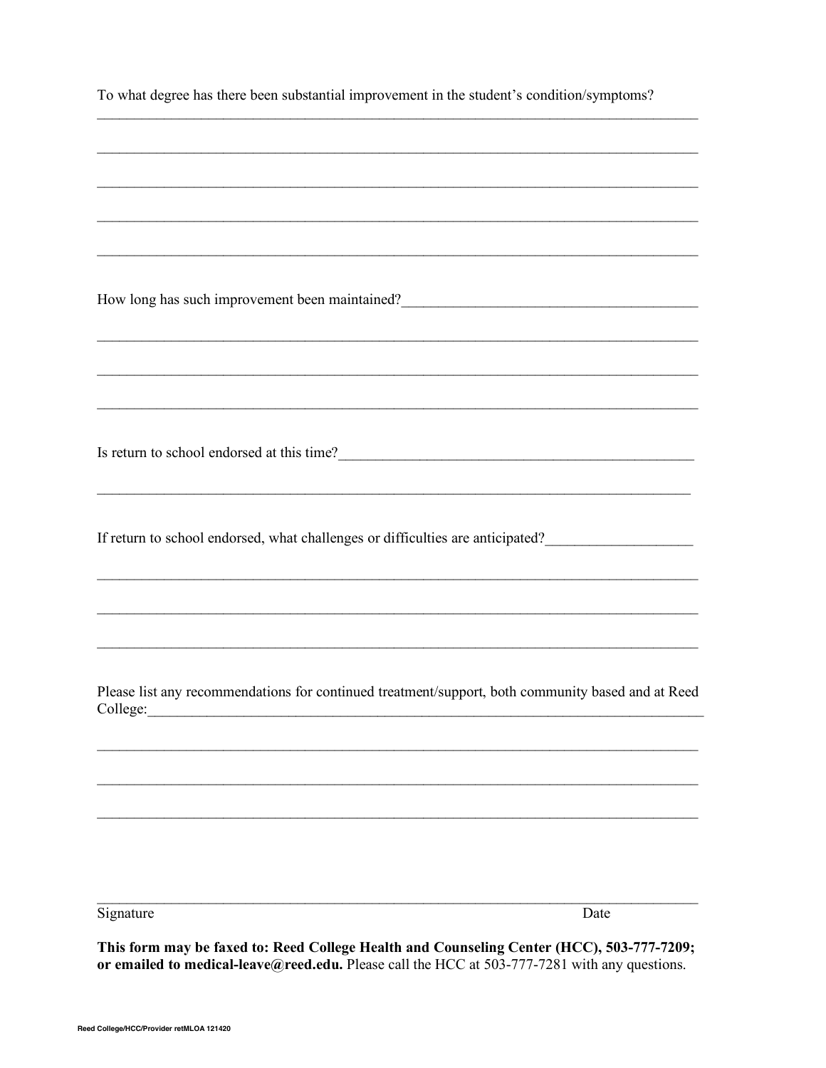To what degree has there been substantial improvement in the student's condition/symptoms?

How long has such improvement been maintained?

Is return to school endorsed at this time?

If return to school endorsed, what challenges or difficulties are anticipated?

Please list any recommendations for continued treatment/support, both community based and at Reed College:

Signature | Date

**This form may be faxed to: Reed College Health and Counseling Center (HCC), 503-777-7209; or emailed to medical-leave@reed.edu.** Please call the HCC at 503-777-7281 with any questions.

Reed College/HCC/Provider retMLOA 121420